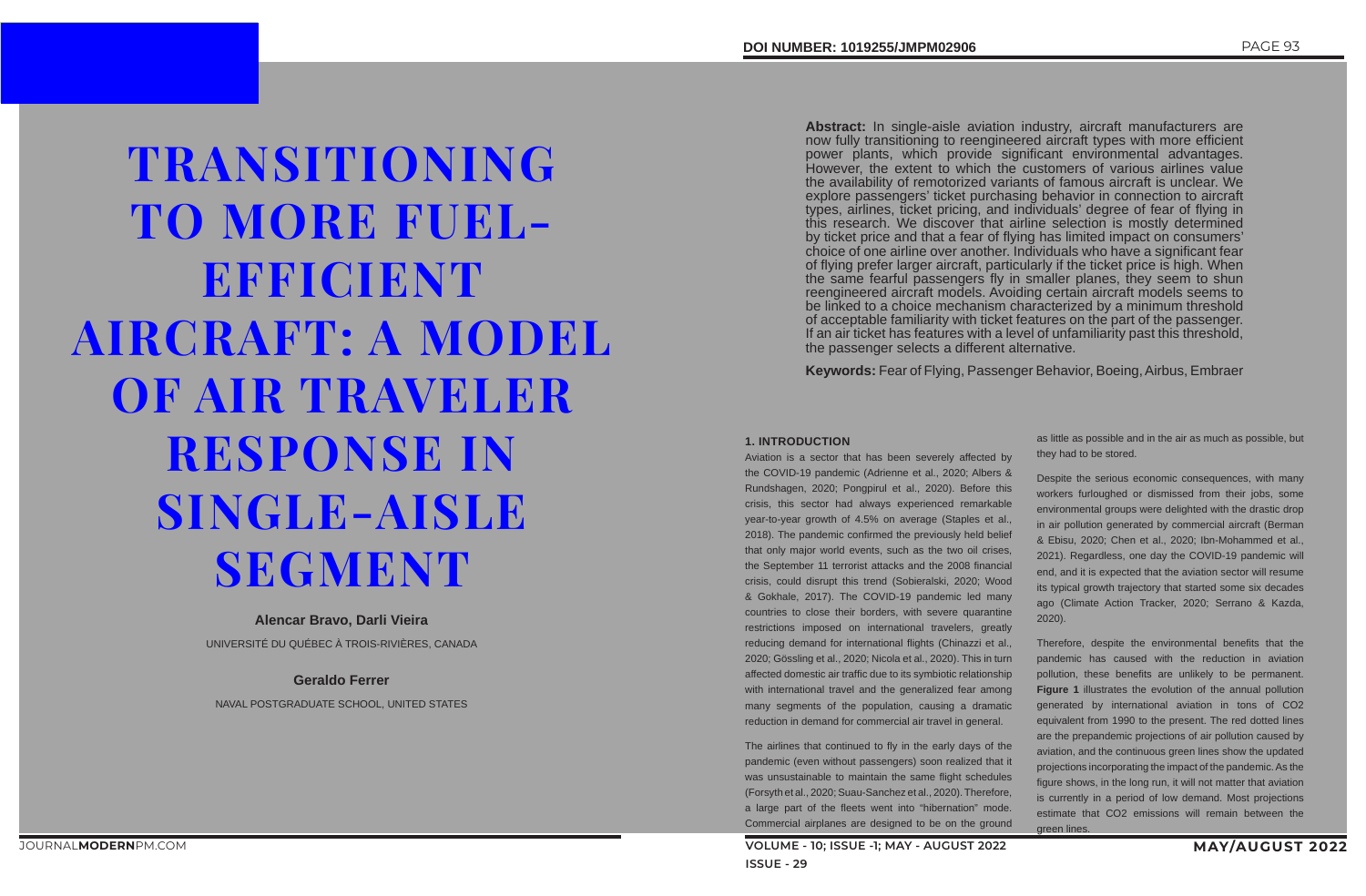# TRANSITIONING TO MORE FUEL-EFFICIENT AIRCRAFT: A MODEL OF AIR TRAVELER RESPONSE IN SINGLE-AISLE SEGMENT

**Alencar Bravo, Darli Vieira**

UNIVERSITÉ DU QUÉBEC À TROIS-RIVIÈRES, CANADA

**Geraldo Ferrer**

NAVAL POSTGRADUATE SCHOOL, UNITED STATES

DOI NUMBER: 1019255/JMPM02906

**Abstract:** In single-aisle aviation industry, aircraft manufacturers are now fully transitioning to reengineered aircraft types with more efficient power plants, which provide significant environmental advantages. However, the extent to which the customers of various airlines value the availability of remotorized variants of famous aircraft is unclear. We explore passengers' ticket purchasing behavior in connection to aircraft types, airlines, ticket pricing, and individuals' degree of fear of flying in this research. We discover that airline selection is mostly determined by ticket price and that a fear of flying has limited impact on consumers' choice of one airline over another. Individuals who have a significant fear of flying prefer larger aircraft, particularly if the ticket price is high. When the same fearful passengers fly in smaller planes, they seem to shun reengineered aircraft models. Avoiding certain aircraft models seems to be linked to a choice mechanism characterized by a minimum threshold of acceptable familiarity with ticket features on the part of the passenger. If an air ticket has features with a level of unfamiliarity past this threshold, the passenger selects a different alternative.

**Keywords:** Fear of Flying, Passenger Behavior, Boeing, Airbus, Embraer

## 1. INTRODUCTION

Aviation is a sector that has been severely affected by the COVID-19 pandemic (Adrienne et al., 2020; Albers & Rundshagen, 2020; Pongpirul et al., 2020). Before this crisis, this sector had always experienced remarkable year-to-year growth of 4.5% on average (Staples et al., 2018). The pandemic confirmed the previously held belief that only major world events, such as the two oil crises, the September 11 terrorist attacks and the 2008 financial crisis, could disrupt this trend (Sobieralski, 2020; Wood & Gokhale, 2017). The COVID-19 pandemic led many countries to close their borders, with severe quarantine restrictions imposed on international travelers, greatly reducing demand for international flights (Chinazzi et al., 2020; Gössling et al., 2020; Nicola et al., 2020). This in turn affected domestic air traffic due to its symbiotic relationship with international travel and the generalized fear among many segments of the population, causing a dramatic reduction in demand for commercial air travel in general.

The airlines that continued to fly in the early days of the pandemic (even without passengers) soon realized that it was unsustainable to maintain the same flight schedules (Forsyth et al., 2020; Suau-Sanchez et al., 2020). Therefore, a large part of the fleets went into "hibernation" mode. Commercial airplanes are designed to be on the ground as little as possible and in the air as much as possible, but they had to be stored.

Despite the serious economic consequences, with many workers furloughed or dismissed from their jobs, some environmental groups were delighted with the drastic drop in air pollution generated by commercial aircraft (Berman & Ebisu, 2020; Chen et al., 2020; Ibn-Mohammed et al., 2021). Regardless, one day the COVID-19 pandemic will end, and it is expected that the aviation sector will resume its typical growth trajectory that started some six decades ago (Climate Action Tracker, 2020; Serrano & Kazda, 2020).

Therefore, despite the environmental benefits that the pandemic has caused with the reduction in aviation pollution, these benefits are unlikely to be permanent. **Figure 1** illustrates the evolution of the annual pollution generated by international aviation in tons of $CO_2$ equivalent from 1990 to the present. The red dotted lines are the prepandemic projections of air pollution caused by aviation, and the continuous green lines show the updated projections incorporating the impact of the pandemic. As the figure shows, in the long run, it will not matter that aviation is currently in a period of low demand. Most projections estimate that $CO_2$ emissions will remain between the green lines.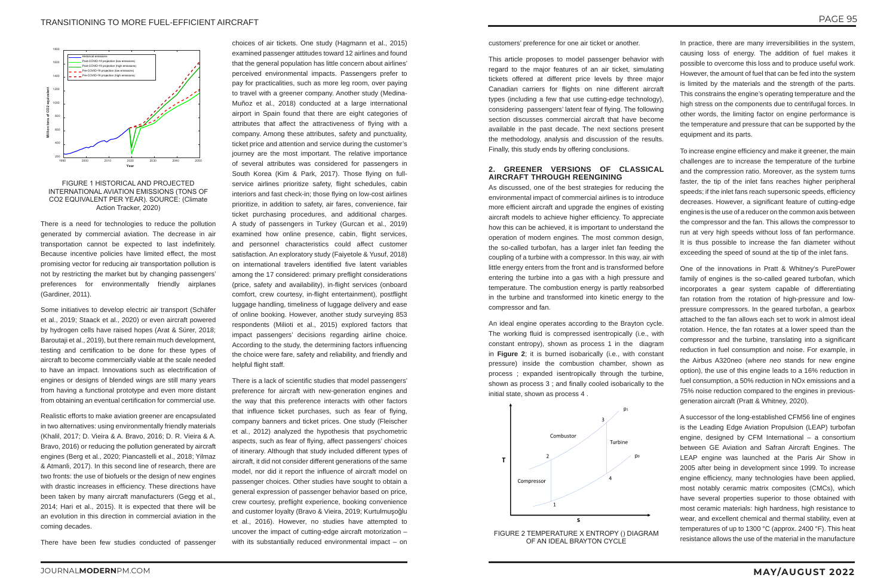FIGURE 1 HISTORICAL AND PROJECTED INTERNATIONAL AVIATION EMISSIONS (TONS OF CO2 EQUIVALENT PER YEAR). SOURCE: (Climate Action Tracker, 2020)

There is a need for technologies to reduce the pollution generated by commercial aviation. The decrease in air transportation cannot be expected to last indefinitely. Because incentive policies have limited effect, the most promising vector for reducing air transportation pollution is not by restricting the market but by changing passengers' preferences for environmentally friendly airplanes (Gardiner, 2011).

Some initiatives to develop electric air transport (Schäfer et al., 2019; Staack et al., 2020) or even aircraft powered by hydrogen cells have raised hopes (Arat & Sürer, 2018; Baroutaji et al., 2019), but there remain much development, testing and certification to be done for these types of aircraft to become commercially viable at the scale needed to have an impact. Innovations such as electrification of engines or designs of blended wings are still many years from having a functional prototype and even more distant from obtaining an eventual certification for commercial use.

Realistic efforts to make aviation greener are encapsulated in two alternatives: using environmentally friendly materials (Khalil, 2017; D. Vieira & A. Bravo, 2016; D. R. Vieira & A. Bravo, 2016) or reducing the pollution generated by aircraft engines (Berg et al., 2020; Piancastelli et al., 2018; Yilmaz & Atmanli, 2017). In this second line of research, there are two fronts: the use of biofuels or the design of new engines with drastic increases in efficiency. These directions have been taken by many aircraft manufacturers (Gegg et al., 2014; Hari et al., 2015). It is expected that there will be an evolution in this direction in commercial aviation in the coming decades.

There have been few studies conducted of passenger choices of air tickets. One study (Hagmann et al., 2015) examined passenger attitudes toward 12 airlines and found that the general population has little concern about airlines' perceived environmental impacts. Passengers prefer to pay for practicalities, such as more leg room, over paying to travel with a greener company. Another study (Medina-Muñoz et al., 2018) conducted at a large international airport in Spain found that there are eight categories of attributes that affect the attractiveness of flying with a company. Among these attributes, safety and punctuality, ticket price and attention and service during the customer's journey are the most important. The relative importance of several attributes was considered for passengers in South Korea (Kim & Park, 2017). Those flying on full-service airlines prioritize safety, flight schedules, cabin interiors and fast check-in; those flying on low-cost airlines prioritize, in addition to safety, air fares, convenience, fair ticket purchasing procedures, and additional charges. A study of passengers in Turkey (Gurcan et al., 2019) examined how online presence, cabin, flight services, and personnel characteristics could affect customer satisfaction. An exploratory study (Faiyetole & Yusuf, 2018) on international travelers identified five latent variables among the 17 considered: primary preflight considerations (price, safety and availability), in-flight services (onboard comfort, crew courtesy, in-flight entertainment), postflight luggage handling, timeliness of luggage delivery and ease of online booking. However, another study surveying 853 respondents (Milioti et al., 2015) explored factors that impact passengers' decisions regarding airline choice. According to the study, the determining factors influencing the choice were fare, safety and reliability, and friendly and helpful flight staff.

There is a lack of scientific studies that model passengers' preference for aircraft with new-generation engines and the way that this preference interacts with other factors that influence ticket purchases, such as fear of flying, company banners and ticket prices. One study (Fleischer et al., 2012) analyzed the hypothesis that psychometric aspects, such as fear of flying, affect passengers' choices of itinerary. Although that study included different types of aircraft, it did not consider different generations of the same model, nor did it report the influence of aircraft model on passenger choices. Other studies have sought to obtain a general expression of passenger behavior based on price, crew courtesy, preflight experience, booking convenience and customer loyalty (Bravo & Vieira, 2019; Kurtulmuşoğlu et al., 2016). However, no studies have attempted to uncover the impact of cutting-edge aircraft motorization – with its substantially reduced environmental impact – on customers' preference for one air ticket or another.

This article proposes to model passenger behavior with regard to the major features of an air ticket, simulating tickets offered at different price levels by three major Canadian carriers for flights on nine different aircraft types (including a few that use cutting-edge technology), considering passengers' latent fear of flying. The following section discusses commercial aircraft that have become available in the past decade. The next sections present the methodology, analysis and discussion of the results. Finally, this study ends by offering conclusions.

## 2. GREENER VERSIONS OF CLASSICAL AIRCRAFT THROUGH REENGINING

As discussed, one of the best strategies for reducing the environmental impact of commercial airlines is to introduce more efficient aircraft and upgrade the engines of existing aircraft models to achieve higher efficiency. To appreciate how this can be achieved, it is important to understand the operation of modern engines. The most common design, the so-called turbofan, has a larger inlet fan feeding the coupling of a turbine with a compressor. In this way, air with little energy enters from the front and is transformed before entering the turbine into a gas with a high pressure and temperature. The combustion energy is partly reabsorbed in the turbine and transformed into kinetic energy to the compressor and fan.

An ideal engine operates according to the Brayton cycle. The working fluid is compressed isentropically (i.e., with constant entropy), shown as process 1 in the diagram in **Figure 2**; it is burned isobarically (i.e., with constant pressure) inside the combustion chamber, shown as process ; expanded isentropically through the turbine, shown as process 3 ; and finally cooled isobarically to the initial state, shown as process 4 .

FIGURE 2 TEMPERATURE X ENTROPY () DIAGRAM OF AN IDEAL BRAYTON CYCLE

In practice, there are many irreversibilities in the system, causing loss of energy. The addition of fuel makes it possible to overcome this loss and to produce useful work. However, the amount of fuel that can be fed into the system is limited by the materials and the strength of the parts. This constrains the engine's operating temperature and the high stress on the components due to centrifugal forces. In other words, the limiting factor on engine performance is the temperature and pressure that can be supported by the equipment and its parts.

To increase engine efficiency and make it greener, the main challenges are to increase the temperature of the turbine and the compression ratio. Moreover, as the system turns faster, the tip of the inlet fans reaches higher peripheral speeds; if the inlet fans reach supersonic speeds, efficiency decreases. However, a significant feature of cutting-edge engines is the use of a reducer on the common axis between the compressor and the fan. This allows the compressor to run at very high speeds without loss of fan performance. It is thus possible to increase the fan diameter without exceeding the speed of sound at the tip of the inlet fans.

One of the innovations in Pratt & Whitney's PurePower family of engines is the so-called geared turbofan, which incorporates a gear system capable of differentiating fan rotation from the rotation of high-pressure and low-pressure compressors. In the geared turbofan, a gearbox attached to the fan allows each set to work in almost ideal rotation. Hence, the fan rotates at a lower speed than the compressor and the turbine, translating into a significant reduction in fuel consumption and noise. For example, in the Airbus A320neo (where *neo* stands for new engine option), the use of this engine leads to a 16% reduction in fuel consumption, a 50% reduction in NOx emissions and a 75% noise reduction compared to the engines in previous-generation aircraft (Pratt & Whitney, 2020).

A successor of the long-established CFM56 line of engines is the Leading Edge Aviation Propulsion (LEAP) turbofan engine, designed by CFM International – a consortium between GE Aviation and Safran Aircraft Engines. The LEAP engine was launched at the Paris Air Show in 2005 after being in development since 1999. To increase engine efficiency, many technologies have been applied, most notably ceramic matrix composites (CMCs), which have several properties superior to those obtained with most ceramic materials: high hardness, high resistance to wear, and excellent chemical and thermal stability, even at temperatures of up to 1300 °C (approx. 2400 °F). This heat resistance allows the use of the material in the manufacture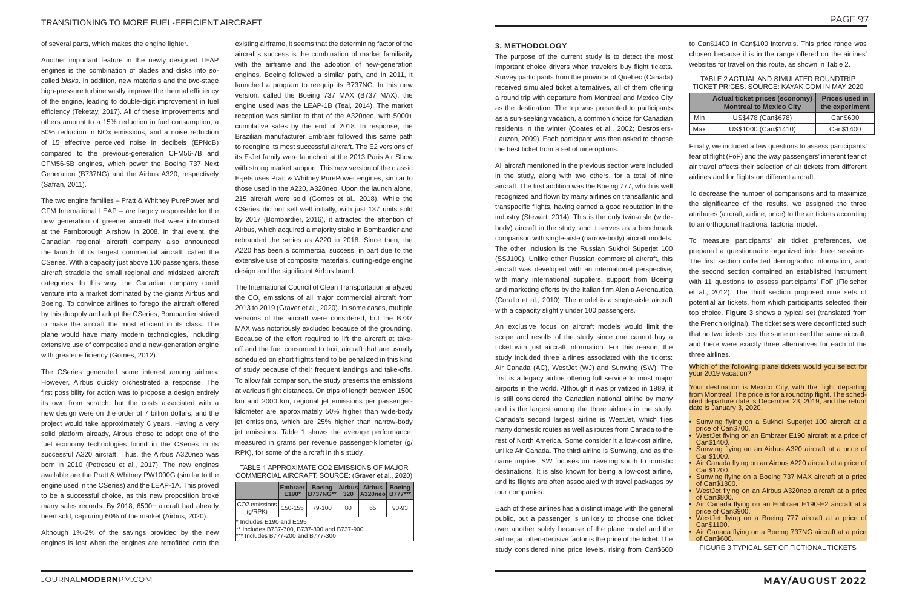of several parts, which makes the engine lighter.

Another important feature in the newly designed LEAP engines is the combination of blades and disks into so-called *blisks*. In addition, new materials and the two-stage high-pressure turbine vastly improve the thermal efficiency of the engine, leading to double-digit improvement in fuel efficiency (Teketay, 2017). All of these improvements and others amount to a 15% reduction in fuel consumption, a 50% reduction in NOx emissions, and a noise reduction of 15 effective perceived noise in decibels (EPNdB) compared to the previous-generation CFM56-7B and CFM56-5B engines, which power the Boeing 737 Next Generation (B737NG) and the Airbus A320, respectively (Safran, 2011).

The two engine families – Pratt & Whitney PurePower and CFM International LEAP – are largely responsible for the new generation of greener aircraft that were introduced at the Farnborough Airshow in 2008. In that event, the Canadian regional aircraft company also announced the launch of its largest commercial aircraft, called the CSeries. With a capacity just above 100 passengers, these aircraft straddle the small regional and midsized aircraft categories. In this way, the Canadian company could venture into a market dominated by the giants Airbus and Boeing. To convince airlines to forego the aircraft offered by this duopoly and adopt the CSeries, Bombardier strived to make the aircraft the most efficient in its class. The plane would have many modern technologies, including extensive use of composites and a new-generation engine with greater efficiency (Gomes, 2012).

The CSeries generated some interest among airlines. However, Airbus quickly orchestrated a response. The first possibility for action was to propose a design entirely its own from scratch, but the costs associated with a new design were on the order of 7 billion dollars, and the project would take approximately 6 years. Having a very solid platform already, Airbus chose to adopt one of the fuel economy technologies found in the CSeries in its successful A320 aircraft. Thus, the Airbus A320neo was born in 2010 (Petrescu et al., 2017). The new engines available are the Pratt & Whitney PW1000G (similar to the engine used in the CSeries) and the LEAP-1A. This proved to be a successful choice, as this new proposition broke many sales records. By 2018, 6500+ aircraft had already been sold, capturing 60% of the market (Airbus, 2020).

Although 1%-2% of the savings provided by the new engines is lost when the engines are retrofitted onto the existing airframe, it seems that the determining factor of the aircraft's success is the combination of market familiarity with the airframe and the adoption of new-generation engines. Boeing followed a similar path, and in 2011, it launched a program to reequip its B737NG. In this new version, called the Boeing 737 MAX (B737 MAX), the engine used was the LEAP-1B (Teal, 2014). The market reception was similar to that of the A320neo, with 5000+ cumulative sales by the end of 2018. In response, the Brazilian manufacturer Embraer followed this same path to reengine its most successful aircraft. The E2 versions of its E-Jet family were launched at the 2013 Paris Air Show with strong market support. This new version of the classic E-jets uses Pratt & Whitney PurePower engines, similar to those used in the A220, A320neo. Upon the launch alone, 215 aircraft were sold (Gomes et al., 2018). While the CSeries did not sell well initially, with just 137 units sold by 2017 (Bombardier, 2016), it attracted the attention of Airbus, which acquired a majority stake in Bombardier and rebranded the series as A220 in 2018. Since then, the A220 has been a commercial success, in part due to the extensive use of composite materials, cutting-edge engine design and the significant Airbus brand.

The International Council of Clean Transportation analyzed the $CO_2$ emissions of all major commercial aircraft from 2013 to 2019 (Graver et al., 2020). In some cases, multiple versions of the aircraft were considered, but the B737 MAX was notoriously excluded because of the grounding. Because of the effort required to lift the aircraft at take-off and the fuel consumed to taxi, aircraft that are usually scheduled on short flights tend to be penalized in this kind of study because of their frequent landings and take-offs. To allow fair comparison, the study presents the emissions at various flight distances. On trips of length between 1500 km and 2000 km, regional jet emissions per passenger-kilometer are approximately 50% higher than wide-body jet emissions, which are 25% higher than narrow-body jet emissions. Table 1 shows the average performance, measured in grams per revenue passenger-kilometer (g/RPK), for some of the aircraft in this study.

TABLE 1 APPROXIMATE CO2 EMISSIONS OF MAJOR COMMERCIAL AIRCRAFT. SOURCE: (Graver et al., 2020)

| | Embraer E190* | Boeing B737NG** | Airbus 320 | Airbus A320neo | Boeing B777*** |
|---|---|---|---|---|---|
| CO2 emissions (g/RPK) | 150-155 | 79-100 | 80 | 65 | 90-93 |

\* Includes E190 and E195
\** Includes B737-700, B737-800 and B737-900
\*** Includes B777-200 and B777-300

## 3. METHODOLOGY

The purpose of the current study is to detect the most important choice drivers when travelers buy flight tickets. Survey participants from the province of Quebec (Canada) received simulated ticket alternatives, all of them offering a round trip with departure from Montreal and Mexico City as the destination. The trip was presented to participants as a sun-seeking vacation, a common choice for Canadian residents in the winter (Coates et al., 2002; Desrosiers-Lauzon, 2009). Each participant was then asked to choose the best ticket from a set of nine options.

All aircraft mentioned in the previous section were included in the study, along with two others, for a total of nine aircraft. The first addition was the Boeing 777, which is well recognized and flown by many airlines on transatlantic and transpacific flights, having earned a good reputation in the industry (Stewart, 2014). This is the only twin-aisle (wide-body) aircraft in the study, and it serves as a benchmark comparison with single-aisle (narrow-body) aircraft models. The other inclusion is the Russian Sukhoi Superjet 100 (SSJ100). Unlike other Russian commercial aircraft, this aircraft was developed with an international perspective, with many international suppliers, support from Boeing and marketing efforts by the Italian firm Alenia Aeronautica (Corallo et al., 2010). The model is a single-aisle aircraft with a capacity slightly under 100 passengers.

An exclusive focus on aircraft models would limit the scope and results of the study since one cannot buy a ticket with just aircraft information. For this reason, the study included three airlines associated with the tickets: Air Canada (AC), WestJet (WJ) and Sunwing (SW). The first is a legacy airline offering full service to most major airports in the world. Although it was privatized in 1989, it is still considered the Canadian national airline by many and is the largest among the three airlines in the study. Canada's second largest airline is WestJet, which flies many domestic routes as well as routes from Canada to the rest of North America. Some consider it a low-cost airline, unlike Air Canada. The third airline is Sunwing, and as the name implies, SW focuses on traveling south to touristic destinations. It is also known for being a low-cost airline, and its flights are often associated with travel packages by tour companies.

Each of these airlines has a distinct image with the general public, but a passenger is unlikely to choose one ticket over another solely because of the plane model and the airline; an often-decisive factor is the price of the ticket. The study considered nine price levels, rising from Can$600 to Can$1400 in Can$100 intervals. This price range was chosen because it is in the range offered on the airlines' websites for travel on this route, as shown in Table 2.

TABLE 2 ACTUAL AND SIMULATED ROUNDTRIP TICKET PRICES. SOURCE: KAYAK.COM IN MAY 2020

| | Actual ticket prices (economy) Montreal to Mexico City | Prices used in the experiment |
|---|---|---|
| Min | US$478 (Can$678) | Can$600 |
| Max | US$1000 (Can$1410) | Can$1400 |

Finally, we included a few questions to assess participants' fear of flight (FoF) and the way passengers' inherent fear of air travel affects their selection of air tickets from different airlines and for flights on different aircraft.

To decrease the number of comparisons and to maximize the significance of the results, we assigned the three attributes (aircraft, airline, price) to the air tickets according to an orthogonal fractional factorial model.

To measure participants' air ticket preferences, we prepared a questionnaire organized into three sessions. The first section collected demographic information, and the second section contained an established instrument with 11 questions to assess participants' FoF (Fleischer et al., 2012). The third section proposed nine sets of potential air tickets, from which participants selected their top choice. **Figure 3** shows a typical set (translated from the French original). The ticket sets were deconflicted such that no two tickets cost the same or used the same aircraft, and there were exactly three alternatives for each of the three airlines.

Which of the following plane tickets would you select for your 2019 vacation?

Your destination is Mexico City, with the flight departing from Montreal. The price is for a roundtrip flight. The scheduled departure date is December 23, 2019, and the return date is January 3, 2020.

- Sunwing flying on a Sukhoi Superjet 100 aircraft at a price of Can$700.
- WestJet flying on an Embraer E190 aircraft at a price of Can$1400.
- Sunwing flying on an Airbus A320 aircraft at a price of Can$1000.
- Air Canada flying on an Airbus A220 aircraft at a price of Can$1200.
- Sunwing flying on a Boeing 737 MAX aircraft at a price of Can$1300.
- WestJet flying on an Airbus A320neo aircraft at a price of Can$800.
- Air Canada flying on an Embraer E190-E2 aircraft at a price of Can$900.
- WestJet flying on a Boeing 777 aircraft at a price of Can$1100.
- Air Canada flying on a Boeing 737NG aircraft at a price of Can$600.

FIGURE 3 TYPICAL SET OF FICTIONAL TICKETS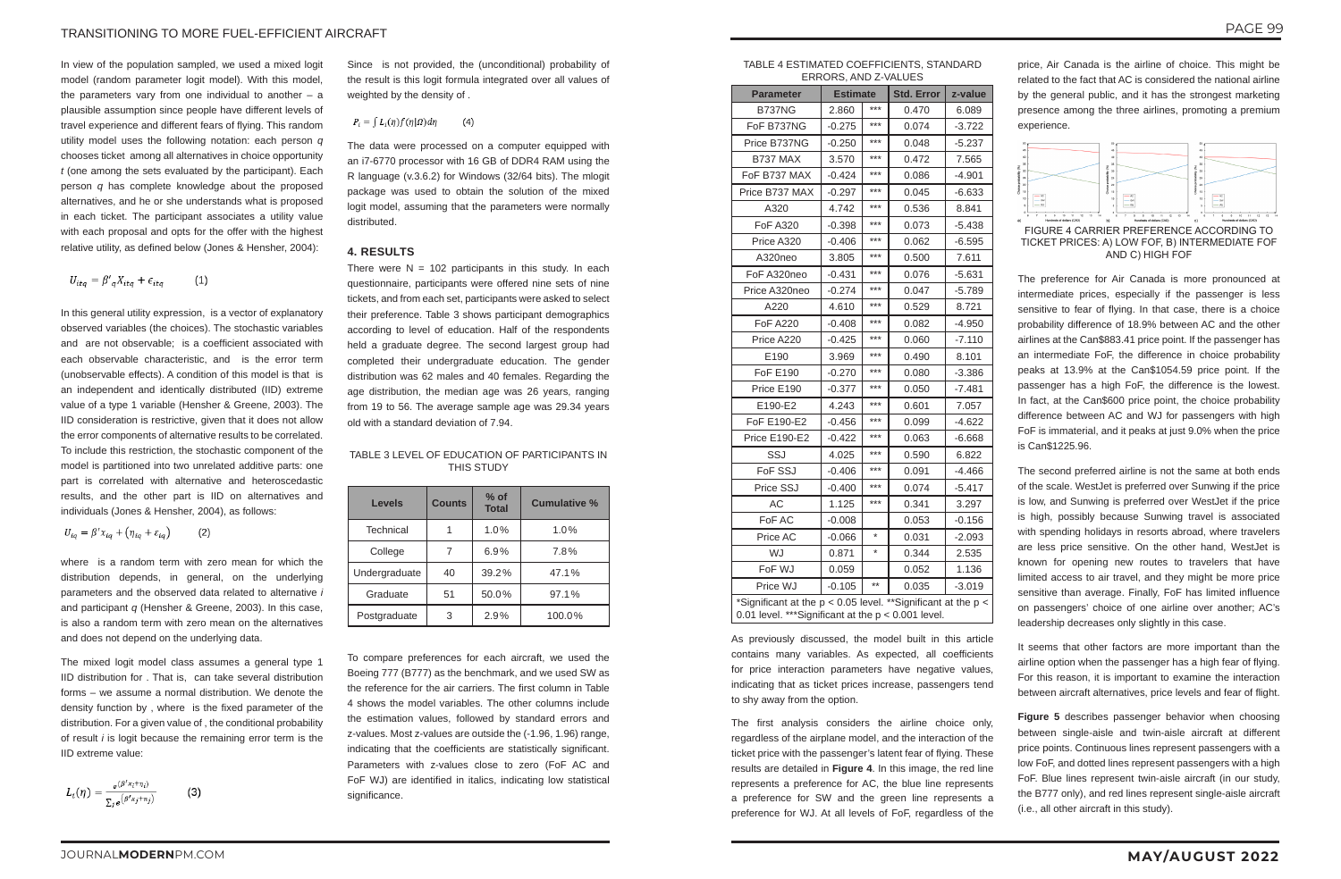In view of the population sampled, we used a mixed logit model (random parameter logit model). With this model, the parameters vary from one individual to another – a plausible assumption since people have different levels of travel experience and different fears of flying. This random utility model uses the following notation: each person *q* chooses ticket among all alternatives in choice opportunity *t* (one among the sets evaluated by the participant). Each person *q* has complete knowledge about the proposed alternatives, and he or she understands what is proposed in each ticket. The participant associates a utility value with each proposal and opts for the offer with the highest relative utility, as defined below (Jones & Hensher, 2004):

$$U_{itq} = \beta'_q X_{itq} + \epsilon_{itq} \qquad (1)$$

In this general utility expression, is a vector of explanatory observed variables (the choices). The stochastic variables and are not observable; is a coefficient associated with each observable characteristic, and is the error term (unobservable effects). A condition of this model is that is an independent and identically distributed (IID) extreme value of a type 1 variable (Hensher & Greene, 2003). The IID consideration is restrictive, given that it does not allow the error components of alternative results to be correlated. To include this restriction, the stochastic component of the model is partitioned into two unrelated additive parts: one part is correlated with alternative and heteroscedastic results, and the other part is IID on alternatives and individuals (Jones & Hensher, 2004), as follows:

$$U_{iq} = \beta' x_{iq} + (\eta_{iq} + \varepsilon_{iq}) \qquad (2)$$

where is a random term with zero mean for which the distribution depends, in general, on the underlying parameters and the observed data related to alternative *i* and participant *q* (Hensher & Greene, 2003). In this case, is also a random term with zero mean on the alternatives and does not depend on the underlying data.

The mixed logit model class assumes a general type 1 IID distribution for . That is, can take several distribution forms – we assume a normal distribution. We denote the density function by , where is the fixed parameter of the distribution. For a given value of , the conditional probability of result *i* is logit because the remaining error term is the IID extreme value:

$$L_i(\eta) = \frac{e^{(\beta' x_i + \eta_i)}}{\sum_j e^{(\beta' x_j + \eta_j)}} \qquad (3)$$

Since is not provided, the (unconditional) probability of the result is this logit formula integrated over all values of weighted by the density of .

$$P_i = \int L_i(\eta) f(\eta|\Omega) d\eta \qquad (4)$$

The data were processed on a computer equipped with an i7-6770 processor with 16 GB of DDR4 RAM using the R language (v.3.6.2) for Windows (32/64 bits). The mlogit package was used to obtain the solution of the mixed logit model, assuming that the parameters were normally distributed.

## 4. RESULTS

There were N = 102 participants in this study. In each questionnaire, participants were offered nine sets of nine tickets, and from each set, participants were asked to select their preference. Table 3 shows participant demographics according to level of education. Half of the respondents held a graduate degree. The second largest group had completed their undergraduate education. The gender distribution was 62 males and 40 females. Regarding the age distribution, the median age was 26 years, ranging from 19 to 56. The average sample age was 29.34 years old with a standard deviation of 7.94.

TABLE 3 LEVEL OF EDUCATION OF PARTICIPANTS IN THIS STUDY

| Levels | Counts | % of Total | Cumulative % |
|---|---|---|---|
| Technical | 1 | 1.0% | 1.0% |
| College | 7 | 6.9% | 7.8% |
| Undergraduate | 40 | 39.2% | 47.1% |
| Graduate | 51 | 50.0% | 97.1% |
| Postgraduate | 3 | 2.9% | 100.0% |

To compare preferences for each aircraft, we used the Boeing 777 (B777) as the benchmark, and we used SW as the reference for the air carriers. The first column in Table 4 shows the model variables. The other columns include the estimation values, followed by standard errors and z-values. Most z-values are outside the (-1.96, 1.96) range, indicating that the coefficients are statistically significant. Parameters with z-values close to zero (FoF AC and FoF WJ) are identified in italics, indicating low statistical significance.

TABLE 4 ESTIMATED COEFFICIENTS, STANDARD ERRORS, AND Z-VALUES

| Parameter | Estimate | | Std. Error | z-value |
|---|---|---|---|---|
| B737NG | 2.860 | *** | 0.470 | 6.089 |
| FoF B737NG | -0.275 | *** | 0.074 | -3.722 |
| Price B737NG | -0.250 | *** | 0.048 | -5.237 |
| B737 MAX | 3.570 | *** | 0.472 | 7.565 |
| FoF B737 MAX | -0.424 | *** | 0.086 | -4.901 |
| Price B737 MAX | -0.297 | *** | 0.045 | -6.633 |
| A320 | 4.742 | *** | 0.536 | 8.841 |
| FoF A320 | -0.398 | *** | 0.073 | -5.438 |
| Price A320 | -0.406 | *** | 0.062 | -6.595 |
| A320neo | 3.805 | *** | 0.500 | 7.611 |
| FoF A320neo | -0.431 | *** | 0.076 | -5.631 |
| Price A320neo | -0.274 | *** | 0.047 | -5.789 |
| A220 | 4.610 | *** | 0.529 | 8.721 |
| FoF A220 | -0.408 | *** | 0.082 | -4.950 |
| Price A220 | -0.425 | *** | 0.060 | -7.110 |
| E190 | 3.969 | *** | 0.490 | 8.101 |
| FoF E190 | -0.270 | *** | 0.080 | -3.386 |
| Price E190 | -0.377 | *** | 0.050 | -7.481 |
| E190-E2 | 4.243 | *** | 0.601 | 7.057 |
| FoF E190-E2 | -0.456 | *** | 0.099 | -4.622 |
| Price E190-E2 | -0.422 | *** | 0.063 | -6.668 |
| SSJ | 4.025 | *** | 0.590 | 6.822 |
| FoF SSJ | -0.406 | *** | 0.091 | -4.466 |
| Price SSJ | -0.400 | *** | 0.074 | -5.417 |
| AC | 1.125 | *** | 0.341 | 3.297 |
| FoF AC | -0.008 | | 0.053 | -0.156 |
| Price AC | -0.066 | * | 0.031 | -2.093 |
| WJ | 0.871 | * | 0.344 | 2.535 |
| FoF WJ | 0.059 | | 0.052 | 1.136 |
| Price WJ | -0.105 | ** | 0.035 | -3.019 |

*Significant at the p < 0.05 level. **Significant at the p < 0.01 level. ***Significant at the p < 0.001 level.

As previously discussed, the model built in this article contains many variables. As expected, all coefficients for price interaction parameters have negative values, indicating that as ticket prices increase, passengers tend to shy away from the option.

The first analysis considers the airline choice only, regardless of the airplane model, and the interaction of the ticket price with the passenger's latent fear of flying. These results are detailed in **Figure 4**. In this image, the red line represents a preference for AC, the blue line represents a preference for SW and the green line represents a preference for WJ. At all levels of FoF, regardless of the price, Air Canada is the airline of choice. This might be related to the fact that AC is considered the national airline by the general public, and it has the strongest marketing presence among the three airlines, promoting a premium experience.

FIGURE 4 CARRIER PREFERENCE ACCORDING TO TICKET PRICES: A) LOW FOF, B) INTERMEDIATE FOF AND C) HIGH FOF

The preference for Air Canada is more pronounced at intermediate prices, especially if the passenger is less sensitive to fear of flying. In that case, there is a choice probability difference of 18.9% between AC and the other airlines at the Can$883.41 price point. If the passenger has an intermediate FoF, the difference in choice probability peaks at 13.9% at the Can$1054.59 price point. If the passenger has a high FoF, the difference is the lowest. In fact, at the Can$600 price point, the choice probability difference between AC and WJ for passengers with high FoF is immaterial, and it peaks at just 9.0% when the price is Can$1225.96.

The second preferred airline is not the same at both ends of the scale. WestJet is preferred over Sunwing if the price is low, and Sunwing is preferred over WestJet if the price is high, possibly because Sunwing travel is associated with spending holidays in resorts abroad, where travelers are less price sensitive. On the other hand, WestJet is known for opening new routes to travelers that have limited access to air travel, and they might be more price sensitive than average. Finally, FoF has limited influence on passengers' choice of one airline over another; AC's leadership decreases only slightly in this case.

It seems that other factors are more important than the airline option when the passenger has a high fear of flying. For this reason, it is important to examine the interaction between aircraft alternatives, price levels and fear of flight.

**Figure 5** describes passenger behavior when choosing between single-aisle and twin-aisle aircraft at different price points. Continuous lines represent passengers with a low FoF, and dotted lines represent passengers with a high FoF. Blue lines represent twin-aisle aircraft (in our study, the B777 only), and red lines represent single-aisle aircraft (i.e., all other aircraft in this study).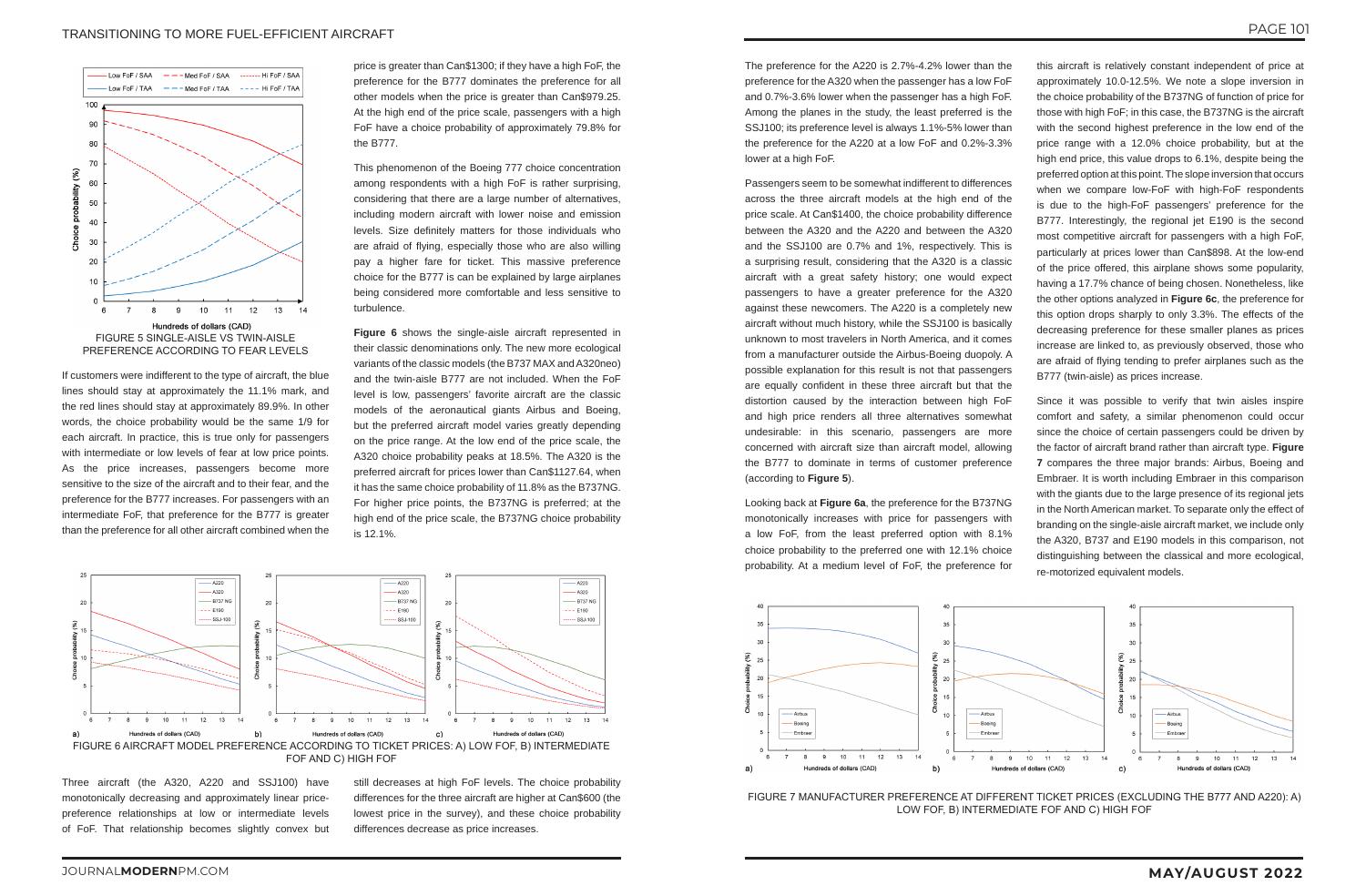FIGURE 5 SINGLE-AISLE VS TWIN-AISLE PREFERENCE ACCORDING TO FEAR LEVELS

If customers were indifferent to the type of aircraft, the blue lines should stay at approximately the 11.1% mark, and the red lines should stay at approximately 89.9%. In other words, the choice probability would be the same 1/9 for each aircraft. In practice, this is true only for passengers with intermediate or low levels of fear at low price points. As the price increases, passengers become more sensitive to the size of the aircraft and to their fear, and the preference for the B777 increases. For passengers with an intermediate FoF, that preference for the B777 is greater than the preference for all other models combined when the price is greater than Can$1300; if they have a high FoF, the preference for the B777 dominates the preference for all other models when the price is greater than Can$979.25. At the high end of the price scale, passengers with a high FoF have a choice probability of approximately 79.8% for the B777.

This phenomenon of the Boeing 777 choice concentration among respondents with a high FoF is rather surprising, considering that there are a large number of alternatives, including modern aircraft with lower noise and emission levels. Size definitely matters for those individuals who are afraid of flying, especially those who are also willing pay a higher fare for ticket. This massive preference choice for the B777 is can be explained by large airplanes being considered more comfortable and less sensitive to turbulence.

**Figure 6** shows the single-aisle aircraft represented in their classic denominations only. The new more ecological variants of the classic models (the B737 MAX and A320neo) and the twin-aisle B777 are not included. When the FoF level is low, passengers' favorite aircraft are the classic models of the aeronautical giants Airbus and Boeing, but the preferred aircraft model varies greatly depending on the price range. At the low end of the price scale, the A320 choice probability peaks at 18.5%. The A320 is the preferred aircraft for prices lower than Can$1127.64, when it has the same choice probability of 11.8% as the B737NG. For higher price points, the B737NG is preferred; at the high end of the price scale, the B737NG choice probability is 12.1%.

FIGURE 6 AIRCRAFT MODEL PREFERENCE ACCORDING TO TICKET PRICES: A) LOW FOF, B) INTERMEDIATE FOF AND C) HIGH FOF

Three aircraft (the A320, A220 and SSJ100) have monotonically decreasing and approximately linear price-preference relationships at low or intermediate levels of FoF. That relationship becomes slightly convex but still decreases at high FoF levels. The choice probability differences for the three aircraft are higher at Can$600 (the lowest price in the survey), and these choice probability differences decrease as price increases.

The preference for the A220 is 2.7%-4.2% lower than the preference for the A320 when the passenger has a low FoF and 0.7%-3.6% lower when the passenger has a high FoF. Among the planes in the study, the least preferred is the SSJ100; its preference level is always 1.1%-5% lower than the preference for the A220 at a low FoF and 0.2%-3.3% lower at a high FoF.

Passengers seem to be somewhat indifferent to differences across the three aircraft models at the high end of the price scale. At Can$1400, the choice probability difference between the A320 and the A220 and between the A320 and the SSJ100 are 0.7% and 1%, respectively. This is a surprising result, considering that the A320 is a classic aircraft with a great safety history; one would expect passengers to have a greater preference for the A320 against these newcomers. The A220 is a completely new aircraft without much history, while the SSJ100 is basically unknown to most travelers in North America, and it comes from a manufacturer outside the Airbus-Boeing duopoly. A possible explanation for this result is not that passengers are equally confident in these three aircraft but that the distortion caused by the interaction between high FoF and high price renders all three alternatives somewhat undesirable: in this scenario, passengers are more concerned with aircraft size than aircraft model, allowing the B777 to dominate in terms of customer preference (according to **Figure 5**).

Looking back at **Figure 6a**, the preference for the B737NG monotonically increases with price for passengers with a low FoF, from the least preferred option with 8.1% choice probability to the preferred one with 12.1% choice probability. At a medium level of FoF, the preference for this aircraft is relatively constant independent of price at approximately 10.0-12.5%. We note a slope inversion in the choice probability of the B737NG of function of price for those with high FoF; in this case, the B737NG is the aircraft with the second highest preference in the low end of the price range with a 12.0% choice probability, but at the high end price, this value drops to 6.1%, despite being the preferred option at this point. The slope inversion that occurs when we compare low-FoF with high-FoF respondents is due to the high-FoF passengers' preference for the B777. Interestingly, the regional jet E190 is the second most competitive aircraft for passengers with a high FoF, particularly at prices lower than Can$898. At the low-end of the price offered, this airplane shows some popularity, having a 17.7% chance of being chosen. Nonetheless, like the other options analyzed in **Figure 6c**, the preference for this option drops sharply to only 3.3%. The effects of the decreasing preference for these smaller planes as prices increase are linked to, as previously observed, those who are afraid of flying tending to prefer airplanes such as the B777 (twin-aisle) as prices increase.

Since it was possible to verify that twin aisles inspire comfort and safety, a similar phenomenon could occur since the choice of certain passengers could be driven by the factor of aircraft brand rather than aircraft type. **Figure 7** compares the three major brands: Airbus, Boeing and Embraer. It is worth including Embraer in this comparison with the giants due to the large presence of its regional jets in the North American market. To separate only the effect of branding on the single-aisle aircraft market, we include only the A320, B737 and E190 models in this comparison, not distinguishing between the classical and more ecological, re-motorized equivalent models.

FIGURE 7 MANUFACTURER PREFERENCE AT DIFFERENT TICKET PRICES (EXCLUDING THE B777 AND A220): A) LOW FOF, B) INTERMEDIATE FOF AND C) HIGH FOF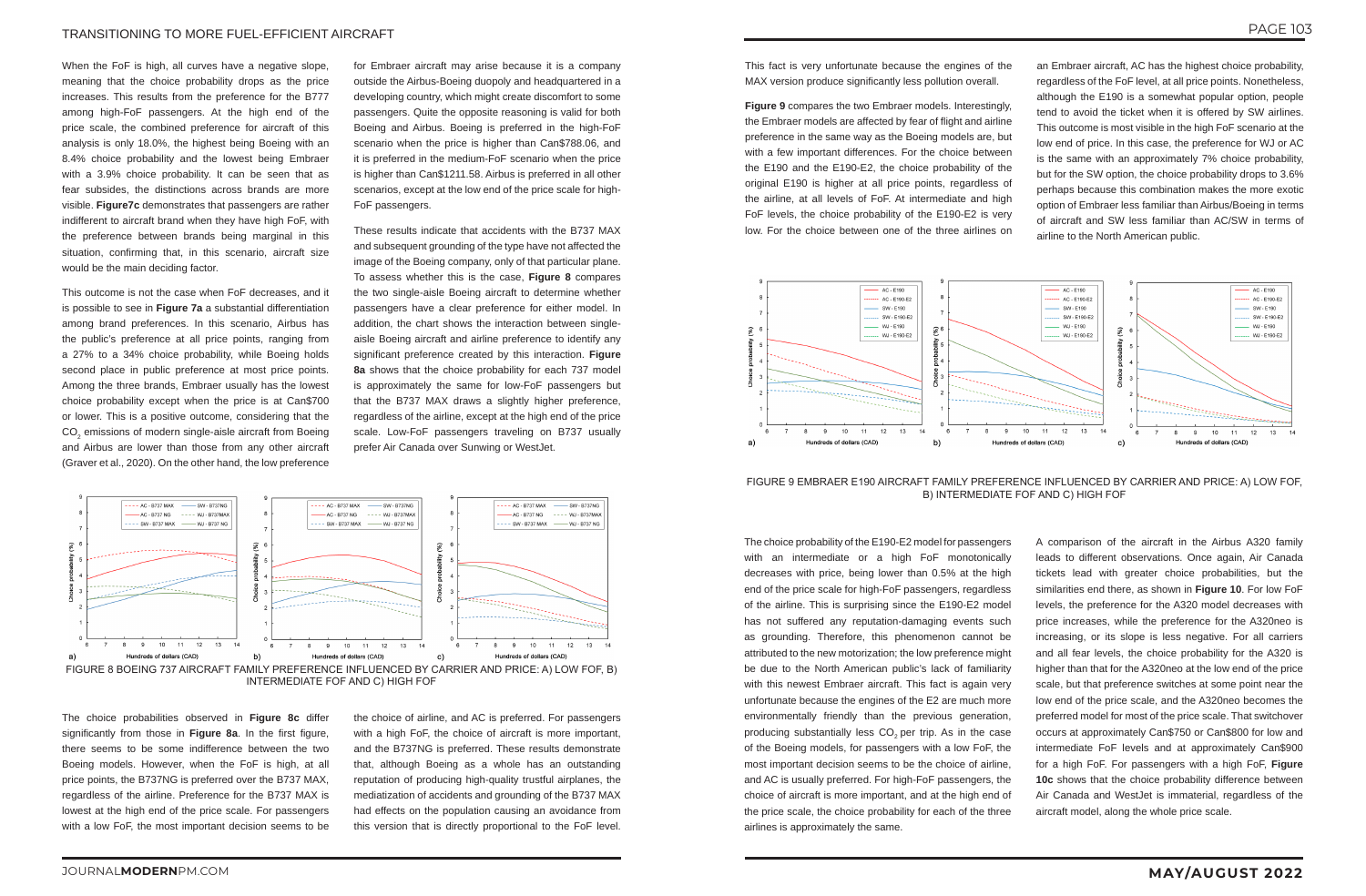When the FoF is high, all curves have a negative slope, meaning that the choice probability drops as the price increases. This results from the preference for the B777 among high-FoF passengers. At the high end of the price scale, the combined preference for aircraft of this analysis is only 18.0%, the highest being Boeing with an 8.4% choice probability and the lowest being Embraer with a 3.9% choice probability. It can be seen that as fear subsides, the distinctions across brands are more visible. **Figure7c** demonstrates that passengers are rather indifferent to aircraft brand when they have high FoF, with the preference between brands being marginal in this situation, confirming that, in this scenario, aircraft size would be the main deciding factor.

This outcome is not the case when FoF decreases, and it is possible to see in **Figure 7a** a substantial differentiation among brand preferences. In this scenario, Airbus has the public's preference at all price points, ranging from a 27% to a 34% choice probability, while Boeing holds second place in public preference at most price points. Among the three brands, Embraer usually has the lowest choice probability except when the price is at Can$700 or lower. This is a positive outcome, considering that the $CO_2$ emissions of modern single-aisle aircraft from Boeing and Airbus are lower than those from any other aircraft (Graver et al., 2020). On the other hand, the low preference for Embraer aircraft may arise because it is a company outside the Airbus-Boeing duopoly and headquartered in a developing country, which might create discomfort to some passengers. Quite the opposite reasoning is valid for both Boeing and Airbus. Boeing is preferred in the high-FoF scenario when the price is higher than Can$788.06, and it is preferred in the medium-FoF scenario when the price is higher than Can$1211.58. Airbus is preferred in all other scenarios, except at the low end of the price scale for high-FoF passengers.

These results indicate that accidents with the B737 MAX and subsequent grounding of the type have not affected the image of the Boeing company, only of that particular plane. To assess whether this is the case, **Figure 8** compares the two single-aisle Boeing aircraft to determine whether passengers have a clear preference for either model. In addition, the chart shows the interaction between single-aisle Boeing aircraft and airline preference to identify any significant preference created by this interaction. **Figure 8a** shows that the choice probability for each 737 model is approximately the same for low-FoF passengers but that the B737 MAX draws a slightly higher preference, regardless of the airline, except at the high end of the price scale. Low-FoF passengers traveling on B737 usually prefer Air Canada over Sunwing or WestJet.

FIGURE 8 BOEING 737 AIRCRAFT FAMILY PREFERENCE INFLUENCED BY CARRIER AND PRICE: A) LOW FOF, B) INTERMEDIATE FOF AND C) HIGH FOF

The choice probabilities observed in **Figure 8c** differ significantly from those in **Figure 8a**. In the first figure, there seems to be some indifference between the two Boeing models. However, when the FoF is high, at all price points, the B737NG is preferred over the B737 MAX, regardless of the airline. Preference for the B737 MAX is lowest at the high end of the price scale. For passengers with a low FoF, the most important decision seems to be the choice of airline, and AC is preferred. For passengers with a high FoF, the choice of aircraft is more important, and the B737NG is preferred. These results demonstrate that, although Boeing as a whole has an outstanding reputation of producing high-quality trustful airplanes, the mediatization of accidents and grounding of the B737 MAX had effects on the population causing an avoidance from this version that is directly proportional to the FoF level. This fact is very unfortunate because the engines of the MAX version produce significantly less pollution overall.

**Figure 9** compares the two Embraer models. Interestingly, the Embraer models are affected by fear of flight and airline preference in the same way as the Boeing models are, but with a few important differences. For the choice between the E190 and the E190-E2, the choice probability of the original E190 is higher at all price points, regardless of the airline, at all levels of FoF. At intermediate and high FoF levels, the choice probability of the E190-E2 is very low. For the choice between one of the three airlines on an Embraer aircraft, AC has the highest choice probability, regardless of the FoF level, at all price points. Nonetheless, although the E190 is a somewhat popular option, people tend to avoid the ticket when it is offered by SW airlines. This outcome is most visible in the high FoF scenario at the low end of price. In this case, the preference for WJ or AC is the same with an approximately 7% choice probability, but for the SW option, the choice probability drops to 3.6% perhaps because this combination makes the more exotic option of Embraer less familiar than Airbus/Boeing in terms of aircraft and SW less familiar than AC/SW in terms of airline to the North American public.

FIGURE 9 EMBRAER E190 AIRCRAFT FAMILY PREFERENCE INFLUENCED BY CARRIER AND PRICE: A) LOW FOF, B) INTERMEDIATE FOF AND C) HIGH FOF

The choice probability of the E190-E2 model for passengers with an intermediate or a high FoF monotonically decreases with price, being lower than 0.5% at the high end of the price scale for high-FoF passengers, regardless of the airline. This is surprising since the E190-E2 model has not suffered any reputation-damaging events such as grounding. Therefore, this phenomenon cannot be attributed to the new motorization; the low preference might be due to the North American public's lack of familiarity with this newest Embraer aircraft. This fact is again very unfortunate because the engines of the E2 are much more environmentally friendly than the previous generation, producing substantially less $CO_2$ per trip. As in the case of the Boeing models, for passengers with a low FoF, the most important decision seems to be the choice of airline, and AC is usually preferred. For high-FoF passengers, the choice of aircraft is more important, and at the high end of the price scale, the choice probability for each of the three airlines is approximately the same.

A comparison of the aircraft in the Airbus A320 family leads to different observations. Once again, Air Canada tickets lead with greater choice probabilities, but the similarities end there, as shown in **Figure 10**. For low FoF levels, the preference for the A320 model decreases with price increases, while the preference for the A320neo is increasing, or its slope is less negative. For all carriers and all fear levels, the choice probability for the A320 is higher than that for the A320neo at the low end of the price scale, but that preference switches at some point near the low end of the price scale, and the A320neo becomes the preferred model for most of the price scale. That switchover occurs at approximately Can$750 or Can$800 for low and intermediate FoF levels and at approximately Can$900 for a high FoF. For passengers with a high FoF, **Figure 10c** shows that the choice probability difference between Air Canada and WestJet is immaterial, regardless of the aircraft model, along the whole price scale.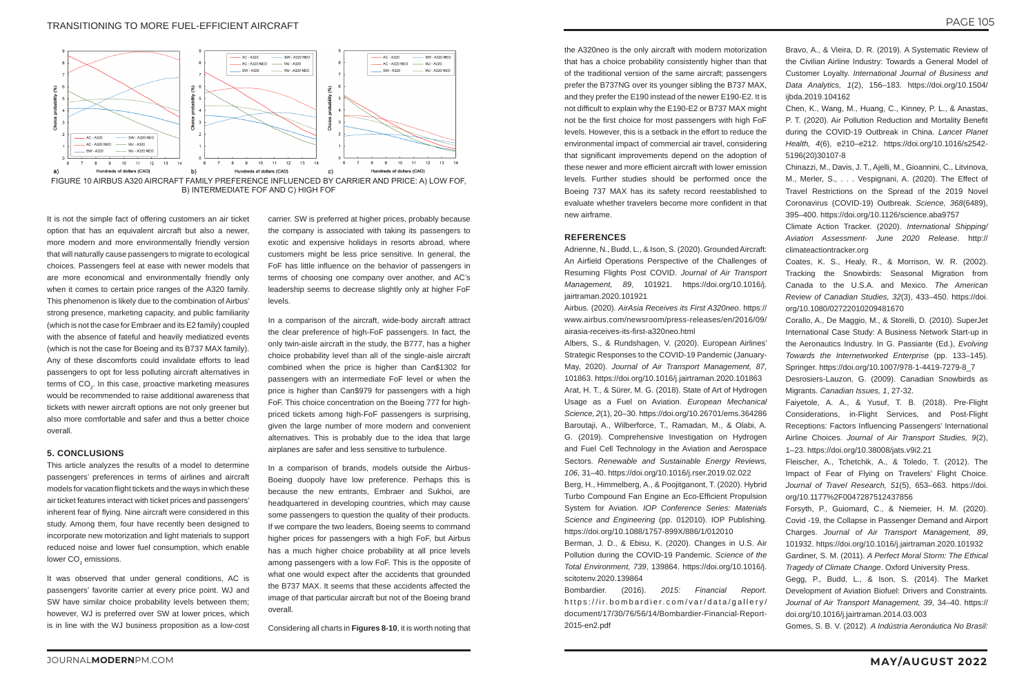FIGURE 10 AIRBUS A320 AIRCRAFT FAMILY PREFERENCE INFLUENCED BY CARRIER AND PRICE: A) LOW FOF, B) INTERMEDIATE FOF AND C) HIGH FOF

It is not the simple fact of offering customers an air ticket option that has an equivalent aircraft but also a newer, more modern and more environmentally friendly version that will naturally cause passengers to migrate to ecological choices. Passengers feel at ease with newer models that are more economical and environmentally friendly only when it comes to certain price ranges of the A320 family. This phenomenon is likely due to the combination of Airbus' strong presence, marketing capacity, and public familiarity (which is not the case for Embraer and its E2 family) coupled with the absence of fateful and heavily mediatized events (which is not the case for Boeing and its B737 MAX family). Any of these discomforts could invalidate efforts to lead passengers to opt for less polluting aircraft alternatives in terms of $CO_2$. In this case, proactive marketing measures would be recommended to raise additional awareness that tickets with newer aircraft options are not only greener but also more comfortable and safer and thus a better choice overall.

## 5. CONCLUSIONS

This article analyzes the results of a model to determine passengers' preferences in terms of airlines and aircraft models for vacation flight tickets and the ways in which these air ticket features interact with ticket prices and passengers' inherent fear of flying. Nine aircraft were considered in this study. Among them, four have recently been designed to incorporate new motorization and light materials to support reduced noise and lower fuel consumption, which enable lower $CO_2$ emissions.

It was observed that under general conditions, AC is passengers' favorite carrier at every price point. WJ and SW have similar choice probability levels between them; however, WJ is preferred over SW at lower prices, which is in line with the WJ business proposition as a low-cost carrier. SW is preferred at higher prices, probably because the company is associated with taking its passengers to exotic and expensive holidays in resorts abroad, where customers might be less price sensitive. In general, the FoF has little influence on the behavior of passengers in terms of choosing one company over another, and AC's leadership seems to decrease slightly only at higher FoF levels.

In a comparison of the aircraft, wide-body aircraft attract the clear preference of high-FoF passengers. In fact, the only twin-aisle aircraft in the study, the B777, has a higher choice probability level than all of the single-aisle aircraft combined when the price is higher than Can$1302 for passengers with an intermediate FoF level or when the price is higher than Can$979 for passengers with a high FoF. This choice concentration on the Boeing 777 for high-priced tickets among high-FoF passengers is surprising, given the large number of more modern and convenient alternatives. This is probably due to the idea that large airplanes are safer and less sensitive to turbulence.

In a comparison of brands, models outside the Airbus-Boeing duopoly have low preference. Perhaps this is because the new entrants, Embraer and Sukhoi, are headquartered in developing countries, which may cause some passengers to question the quality of their products. If we compare the two leaders, Boeing seems to command higher prices for passengers with a high FoF, but Airbus has a much higher choice probability at all price levels among passengers with a low FoF. This is the opposite of what one would expect after the accidents that grounded the B737 MAX. It seems that these accidents affected the image of that particular aircraft but not of the Boeing brand overall.

Considering all charts in **Figures 8-10**, it is worth noting that the A320neo is the only aircraft with modern motorization that has a choice probability consistently higher than that of the traditional version of the same aircraft; passengers prefer the B737NG over its younger sibling the B737 MAX, and they prefer the E190 instead of the newer E190-E2. It is not difficult to explain why the E190-E2 or B737 MAX might not be the first choice for most passengers with high FoF levels. However, this is a setback in the effort to reduce the environmental impact of commercial air travel, considering that significant improvements depend on the adoption of these newer and more efficient aircraft with lower emission levels. Further studies should be performed once the Boeing 737 MAX has its safety record reestablished to evaluate whether travelers become more confident in that new airframe.

## REFERENCES

Adrienne, N., Budd, L., & Ison, S. (2020). Grounded Aircraft: An Airfield Operations Perspective of the Challenges of Resuming Flights Post COVID. *Journal of Air Transport Management, 89*, 101921. https://doi.org/10.1016/j.jairtraman.2020.101921

Airbus. (2020). *AirAsia Receives its First A320neo*. https://www.airbus.com/newsroom/press-releases/en/2016/09/airasia-receives-its-first-a320neo.html

Albers, S., & Rundshagen, V. (2020). European Airlines' Strategic Responses to the COVID-19 Pandemic (January-May, 2020). *Journal of Air Transport Management, 87*, 101863. https://doi.org/10.1016/j.jairtraman.2020.101863

Arat, H. T., & Sürer, M. G. (2018). State of Art of Hydrogen Usage as a Fuel on Aviation. *European Mechanical Science, 2*(1), 20–30. https://doi.org/10.26701/ems.364286

Baroutaji, A., Wilberforce, T., Ramadan, M., & Olabi, A. G. (2019). Comprehensive Investigation on Hydrogen and Fuel Cell Technology in the Aviation and Aerospace Sectors. *Renewable and Sustainable Energy Reviews, 106*, 31–40. https://doi.org/10.1016/j.rser.2019.02.022

Berg, H., Himmelberg, A., & Poojitganont, T. (2020). Hybrid Turbo Compound Fan Engine an Eco-Efficient Propulsion System for Aviation. *IOP Conference Series: Materials Science and Engineering* (pp. 012010). IOP Publishing. https://doi.org/10.1088/1757-899X/886/1/012010

Berman, J. D., & Ebisu, K. (2020). Changes in U.S. Air Pollution during the COVID-19 Pandemic. *Science of the Total Environment, 739*, 139864. https://doi.org/10.1016/j.scitotenv.2020.139864

Bombardier. (2016). *2015: Financial Report.* https://ir.bombardier.com/var/data/gallery/document/17/30/76/56/14/Bombardier-Financial-Report-2015-en2.pdf

Bravo, A., & Vieira, D. R. (2019). A Systematic Review of the Civilian Airline Industry: Towards a General Model of Customer Loyalty. *International Journal of Business and Data Analytics, 1*(2), 156–183. https://doi.org/10.1504/ijbda.2019.104162

Chen, K., Wang, M., Huang, C., Kinney, P. L., & Anastas, P. T. (2020). Air Pollution Reduction and Mortality Benefit during the COVID-19 Outbreak in China. *Lancet Planet Health, 4*(6), e210–e212. https://doi.org/10.1016/s2542-5196(20)30107-8

Chinazzi, M., Davis, J. T., Ajelli, M., Gioannini, C., Litvinova, M., Merler, S., . . . Vespignani, A. (2020). The Effect of Travel Restrictions on the Spread of the 2019 Novel Coronavirus (COVID-19) Outbreak. *Science, 368*(6489), 395–400. https://doi.org/10.1126/science.aba9757

Climate Action Tracker. (2020). *International Shipping/ Aviation Assessment- June 2020 Release*. http://climateactiontracker.org

Coates, K. S., Healy, R., & Morrison, W. R. (2002). Tracking the Snowbirds: Seasonal Migration from Canada to the U.S.A. and Mexico. *The American Review of Canadian Studies, 32*(3), 433–450. https://doi.org/10.1080/02722010209481670

Corallo, A., De Maggio, M., & Storelli, D. (2010). SuperJet International Case Study: A Business Network Start-up in the Aeronautics Industry. In G. Passiante (Ed.), *Evolving Towards the Internetworked Enterprise* (pp. 133–145). Springer. https://doi.org/10.1007/978-1-4419-7279-8_7

Desrosiers-Lauzon, G. (2009). Canadian Snowbirds as Migrants. *Canadian Issues, 1*, 27-32.

Faiyetole, A. A., & Yusuf, T. B. (2018). Pre-Flight Considerations, in-Flight Services, and Post-Flight Receptions: Factors Influencing Passengers' International Airline Choices. *Journal of Air Transport Studies, 9*(2), 1–23. https://doi.org/10.38008/jats.v9i2.21

Fleischer, A., Tchetchik, A., & Toledo, T. (2012). The Impact of Fear of Flying on Travelers' Flight Choice. *Journal of Travel Research, 51*(5), 653–663. https://doi.org/10.1177%2F0047287512437856

Forsyth, P., Guiomard, C., & Niemeier, H. M. (2020). Covid -19, the Collapse in Passenger Demand and Airport Charges. *Journal of Air Transport Management, 89*, 101932. https://doi.org/10.1016/j.jairtraman.2020.101932

Gardiner, S. M. (2011). *A Perfect Moral Storm: The Ethical Tragedy of Climate Change*. Oxford University Press.

Gegg, P., Budd, L., & Ison, S. (2014). The Market Development of Aviation Biofuel: Drivers and Constraints. *Journal of Air Transport Management, 39*, 34–40. https://doi.org/10.1016/j.jairtraman.2014.03.003

Gomes, S. B. V. (2012). *A Indústria Aeronáutica No Brasil:*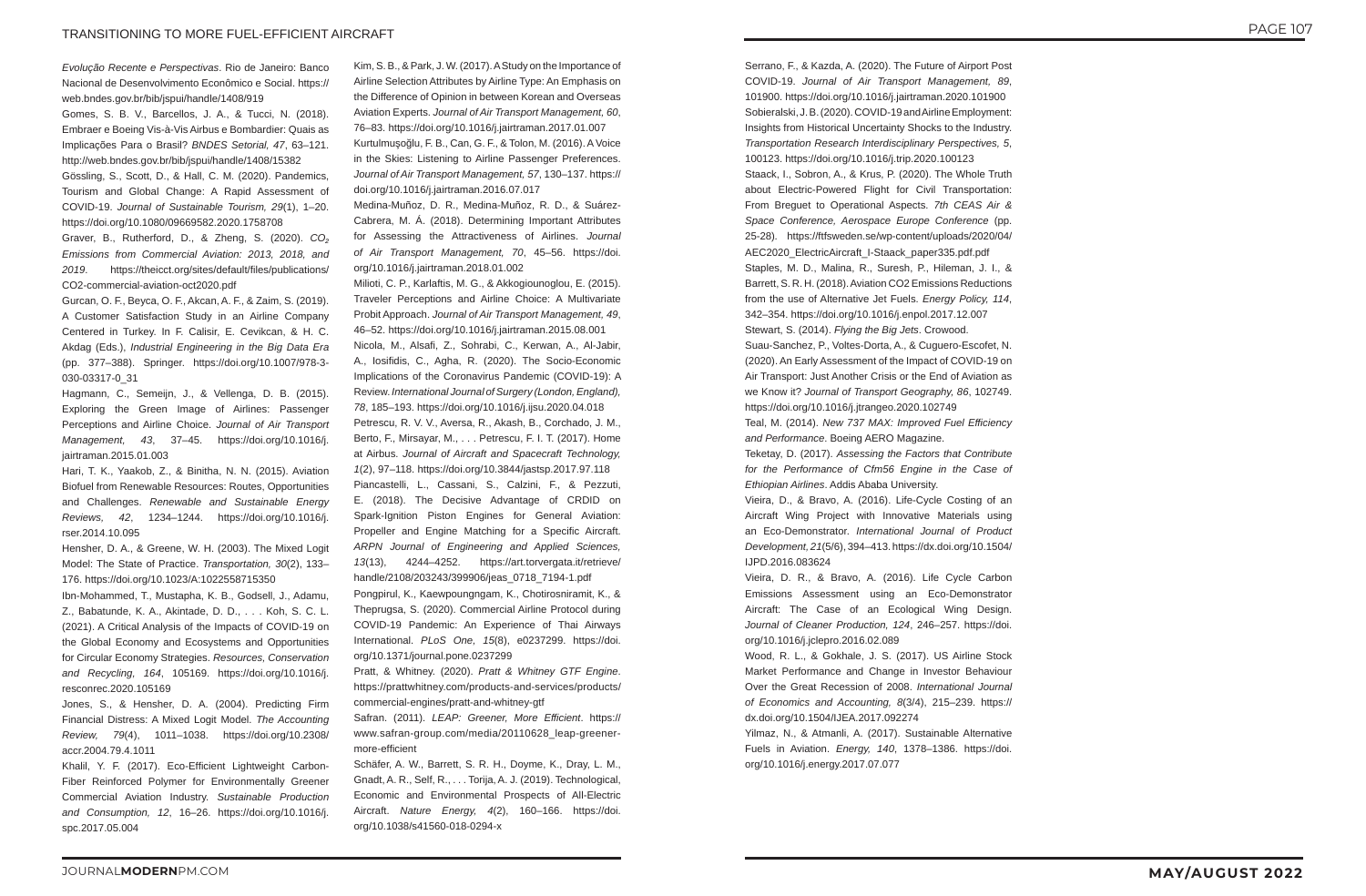*Evolução Recente e Perspectivas*. Rio de Janeiro: Banco Nacional de Desenvolvimento Econômico e Social. https://web.bndes.gov.br/bib/jspui/handle/1408/919

Gomes, S. B. V., Barcellos, J. A., & Tucci, N. (2018). Embraer e Boeing Vis-à-Vis Airbus e Bombardier: Quais as Implicações Para o Brasil? *BNDES Setorial, 47*, 63–121. http://web.bndes.gov.br/bib/jspui/handle/1408/15382

Gössling, S., Scott, D., & Hall, C. M. (2020). Pandemics, Tourism and Global Change: A Rapid Assessment of COVID-19. *Journal of Sustainable Tourism, 29*(1), 1–20. https://doi.org/10.1080/09669582.2020.1758708

Graver, B., Rutherford, D., & Zheng, S. (2020). *$CO_2$ Emissions from Commercial Aviation: 2013, 2018, and 2019*. https://theicct.org/sites/default/files/publications/CO2-commercial-aviation-oct2020.pdf

Gurcan, O. F., Beyca, O. F., Akcan, A. F., & Zaim, S. (2019). A Customer Satisfaction Study in an Airline Company Centered in Turkey. In F. Calisir, E. Cevikcan, & H. C. Akdag (Eds.), *Industrial Engineering in the Big Data Era* (pp. 377–388). Springer. https://doi.org/10.1007/978-3-030-03317-0_31

Hagmann, C., Semeijn, J., & Vellenga, D. B. (2015). Exploring the Green Image of Airlines: Passenger Perceptions and Airline Choice. *Journal of Air Transport Management, 43*, 37–45. https://doi.org/10.1016/j.jairtraman.2015.01.003

Hari, T. K., Yaakob, Z., & Binitha, N. N. (2015). Aviation Biofuel from Renewable Resources: Routes, Opportunities and Challenges. *Renewable and Sustainable Energy Reviews, 42*, 1234–1244. https://doi.org/10.1016/j.rser.2014.10.095

Hensher, D. A., & Greene, W. H. (2003). The Mixed Logit Model: The State of Practice. *Transportation, 30*(2), 133–176. https://doi.org/10.1023/A:1022558715350

Ibn-Mohammed, T., Mustapha, K. B., Godsell, J., Adamu, Z., Babatunde, K. A., Akintade, D. D., . . . Koh, S. C. L. (2021). A Critical Analysis of the Impacts of COVID-19 on the Global Economy and Ecosystems and Opportunities for Circular Economy Strategies. *Resources, Conservation and Recycling, 164*, 105169. https://doi.org/10.1016/j.resconrec.2020.105169

Jones, S., & Hensher, D. A. (2004). Predicting Firm Financial Distress: A Mixed Logit Model. *The Accounting Review, 79*(4), 1011–1038. https://doi.org/10.2308/accr.2004.79.4.1011

Khalil, Y. F. (2017). Eco-Efficient Lightweight Carbon-Fiber Reinforced Polymer for Environmentally Greener Commercial Aviation Industry. *Sustainable Production and Consumption, 12*, 16–26. https://doi.org/10.1016/j.spc.2017.05.004

Kim, S. B., & Park, J. W. (2017). A Study on the Importance of Airline Selection Attributes by Airline Type: An Emphasis on the Difference of Opinion in between Korean and Overseas Aviation Experts. *Journal of Air Transport Management, 60*, 76–83. https://doi.org/10.1016/j.jairtraman.2017.01.007

Kurtulmuşoğlu, F. B., Can, G. F., & Tolon, M. (2016). A Voice in the Skies: Listening to Airline Passenger Preferences. *Journal of Air Transport Management, 57*, 130–137. https://doi.org/10.1016/j.jairtraman.2016.07.017

Medina-Muñoz, D. R., Medina-Muñoz, R. D., & Suárez-Cabrera, M. Á. (2018). Determining Important Attributes for Assessing the Attractiveness of Airlines. *Journal of Air Transport Management, 70*, 45–56. https://doi.org/10.1016/j.jairtraman.2018.01.002

Milioti, C. P., Karlaftis, M. G., & Akkogiounoglou, E. (2015). Traveler Perceptions and Airline Choice: A Multivariate Probit Approach. *Journal of Air Transport Management, 49*, 46–52. https://doi.org/10.1016/j.jairtraman.2015.08.001

Nicola, M., Alsafi, Z., Sohrabi, C., Kerwan, A., Al-Jabir, A., Iosifidis, C., Agha, R. (2020). The Socio-Economic Implications of the Coronavirus Pandemic (COVID-19): A Review. *International Journal of Surgery (London, England), 78*, 185–193. https://doi.org/10.1016/j.ijsu.2020.04.018

Petrescu, R. V. V., Aversa, R., Akash, B., Corchado, J. M., Berto, F., Mirsayar, M., . . . Petrescu, F. I. T. (2017). Home at Airbus. *Journal of Aircraft and Spacecraft Technology, 1*(2), 97–118. https://doi.org/10.3844/jastsp.2017.97.118

Piancastelli, L., Cassani, S., Calzini, F., & Pezzuti, E. (2018). The Decisive Advantage of CRDID on Spark-Ignition Piston Engines for General Aviation: Propeller and Engine Matching for a Specific Aircraft. *ARPN Journal of Engineering and Applied Sciences, 13*(13), 4244–4252. https://art.torvergata.it/retrieve/handle/2108/203243/399906/jeas_0718_7194-1.pdf

Pongpirul, K., Kaewpoungngam, K., Chotirosniramit, K., & Theprugsa, S. (2020). Commercial Airline Protocol during COVID-19 Pandemic: An Experience of Thai Airways International. *PLoS One, 15*(8), e0237299. https://doi.org/10.1371/journal.pone.0237299

Pratt, & Whitney. (2020). *Pratt & Whitney GTF Engine*. https://prattwhitney.com/products-and-services/products/commercial-engines/pratt-and-whitney-gtf

Safran. (2011). *LEAP: Greener, More Efficient*. https://www.safran-group.com/media/20110628_leap-greener-more-efficient

Schäfer, A. W., Barrett, S. R. H., Doyme, K., Dray, L. M., Gnadt, A. R., Self, R., . . . Torija, A. J. (2019). Technological, Economic and Environmental Prospects of All-Electric Aircraft. *Nature Energy, 4*(2), 160–166. https://doi.org/10.1038/s41560-018-0294-x

Serrano, F., & Kazda, A. (2020). The Future of Airport Post COVID-19. *Journal of Air Transport Management, 89*, 101900. https://doi.org/10.1016/j.jairtraman.2020.101900

Sobieralski, J. B. (2020). COVID-19 and Airline Employment: Insights from Historical Uncertainty Shocks to the Industry. *Transportation Research Interdisciplinary Perspectives, 5*, 100123. https://doi.org/10.1016/j.trip.2020.100123

Staack, I., Sobron, A., & Krus, P. (2020). The Whole Truth about Electric-Powered Flight for Civil Transportation: From Breguet to Operational Aspects. *7th CEAS Air & Space Conference, Aerospace Europe Conference* (pp. 25-28). https://ftfsweden.se/wp-content/uploads/2020/04/AEC2020_ElectricAircraft_I-Staack_paper335.pdf.pdf

Staples, M. D., Malina, R., Suresh, P., Hileman, J. I., & Barrett, S. R. H. (2018). Aviation CO2 Emissions Reductions from the use of Alternative Jet Fuels. *Energy Policy, 114*, 342–354. https://doi.org/10.1016/j.enpol.2017.12.007

Stewart, S. (2014). *Flying the Big Jets*. Crowood.

Suau-Sanchez, P., Voltes-Dorta, A., & Cuguero-Escofet, N. (2020). An Early Assessment of the Impact of COVID-19 on Air Transport: Just Another Crisis or the End of Aviation as we Know it? *Journal of Transport Geography, 86*, 102749. https://doi.org/10.1016/j.jtrangeo.2020.102749

Teal, M. (2014). *New 737 MAX: Improved Fuel Efficiency and Performance*. Boeing AERO Magazine.

Teketay, D. (2017). *Assessing the Factors that Contribute for the Performance of Cfm56 Engine in the Case of Ethiopian Airlines*. Addis Ababa University.

Vieira, D., & Bravo, A. (2016). Life-Cycle Costing of an Aircraft Wing Project with Innovative Materials using an Eco-Demonstrator. *International Journal of Product Development, 21*(5/6), 394–413. https://dx.doi.org/10.1504/IJPD.2016.083624

Vieira, D. R., & Bravo, A. (2016). Life Cycle Carbon Emissions Assessment using an Eco-Demonstrator Aircraft: The Case of an Ecological Wing Design. *Journal of Cleaner Production, 124*, 246–257. https://doi.org/10.1016/j.jclepro.2016.02.089

Wood, R. L., & Gokhale, J. S. (2017). US Airline Stock Market Performance and Change in Investor Behaviour Over the Great Recession of 2008. *International Journal of Economics and Accounting, 8*(3/4), 215–239. https://dx.doi.org/10.1504/IJEA.2017.092274

Yilmaz, N., & Atmanli, A. (2017). Sustainable Alternative Fuels in Aviation. *Energy, 140*, 1378–1386. https://doi.org/10.1016/j.energy.2017.07.077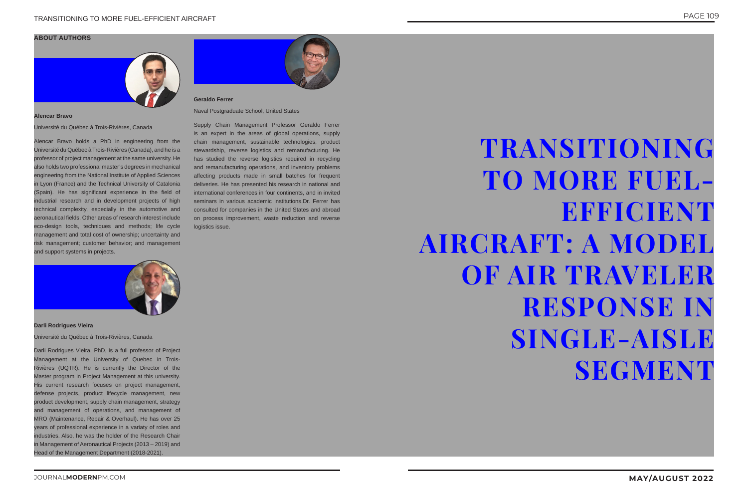## ABOUT AUTHORS

**Alencar Bravo**

Université du Québec à Trois-Rivières, Canada

Alencar Bravo holds a PhD in engineering from the Université du Québec à Trois-Rivières (Canada), and he is a professor of project management at the same university. He also holds two professional master's degrees in mechanical engineering from the National Institute of Applied Sciences in Lyon (France) and the Technical University of Catalonia (Spain). He has significant experience in the field of industrial research and in development projects of high technical complexity, especially in the automotive and aeronautical fields. Other areas of research interest include eco-design tools, techniques and methods; life cycle management and total cost of ownership; uncertainty and risk management; customer behavior; and management and support systems in projects.

**Darli Rodrigues Vieira**

Université du Québec à Trois-Rivières, Canada

Darli Rodrigues Vieira, PhD, is a full professor of Project Management at the University of Quebec in Trois-Rivières (UQTR). He is currently the Director of the Master program in Project Management at this university. His current research focuses on project management, defense projects, product lifecycle management, new product development, supply chain management, strategy and management of operations, and management of MRO (Maintenance, Repair & Overhaul). He has over 25 years of professional experience in a variaty of roles and industries. Also, he was the holder of the Research Chair in Management of Aeronautical Projects (2013 – 2019) and Head of the Management Department (2018-2021).

**Geraldo Ferrer**

Naval Postgraduate School, United States

Supply Chain Management Professor Geraldo Ferrer is an expert in the areas of global operations, supply chain management, sustainable technologies, product stewardship, reverse logistics and remanufacturing. He has studied the reverse logistics required in recycling and remanufacturing operations, and inventory problems affecting products made in small batches for frequent deliveries. He has presented his research in national and international conferences in four continents, and in invited seminars in various academic institutions.Dr. Ferrer has consulted for companies in the United States and abroad on process improvement, waste reduction and reverse logistics issue.

# TRANSITIONING TO MORE FUEL-EFFICIENT AIRCRAFT: A MODEL OF AIR TRAVELER RESPONSE IN SINGLE-AISLE SEGMENT